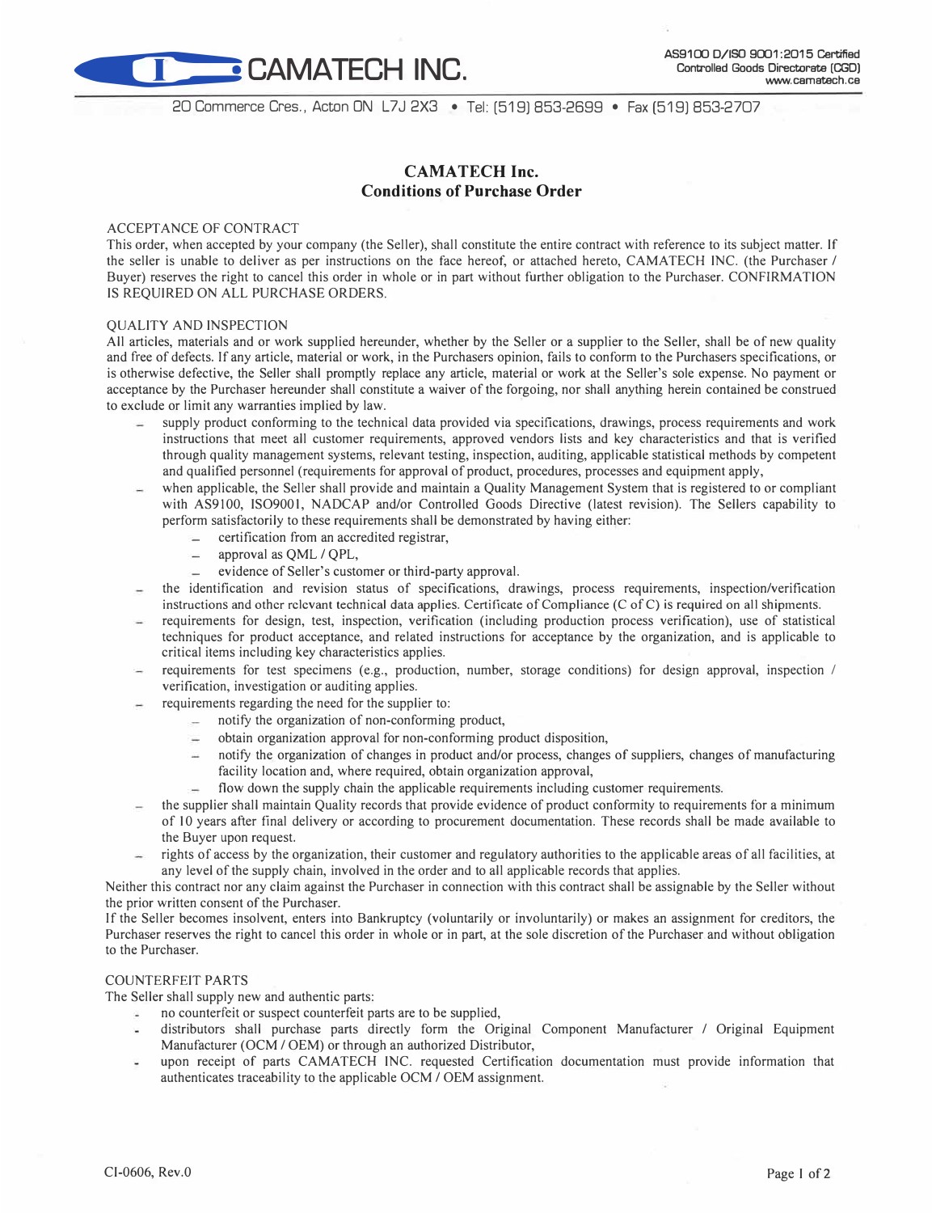CAMATECH INC.

AS9100 D/ISO 9001:2015 Certified
Controlled Goods Directorate (CGD)
www.camatech.ca

20 Commerce Cres., Acton ON L7J 2X3 • Tel: (519) 853-2699 • Fax (519) 853-2707

# CAMATECH Inc.
# Conditions of Purchase Order

## ACCEPTANCE OF CONTRACT

This order, when accepted by your company (the Seller), shall constitute the entire contract with reference to its subject matter. If the seller is unable to deliver as per instructions on the face hereof, or attached hereto, CAMATECH INC. (the Purchaser / Buyer) reserves the right to cancel this order in whole or in part without further obligation to the Purchaser. CONFIRMATION IS REQUIRED ON ALL PURCHASE ORDERS.

## QUALITY AND INSPECTION

All articles, materials and or work supplied hereunder, whether by the Seller or a supplier to the Seller, shall be of new quality and free of defects. If any article, material or work, in the Purchasers opinion, fails to conform to the Purchasers specifications, or is otherwise defective, the Seller shall promptly replace any article, material or work at the Seller's sole expense. No payment or acceptance by the Purchaser hereunder shall constitute a waiver of the forgoing, nor shall anything herein contained be construed to exclude or limit any warranties implied by law.

- supply product conforming to the technical data provided via specifications, drawings, process requirements and work instructions that meet all customer requirements, approved vendors lists and key characteristics and that is verified through quality management systems, relevant testing, inspection, auditing, applicable statistical methods by competent and qualified personnel (requirements for approval of product, procedures, processes and equipment apply,
- when applicable, the Seller shall provide and maintain a Quality Management System that is registered to or compliant with AS9100, ISO9001, NADCAP and/or Controlled Goods Directive (latest revision). The Sellers capability to perform satisfactorily to these requirements shall be demonstrated by having either:
  - certification from an accredited registrar,
  - approval as QML / QPL,
  - evidence of Seller's customer or third-party approval.
- the identification and revision status of specifications, drawings, process requirements, inspection/verification instructions and other relevant technical data applies. Certificate of Compliance (C of C) is required on all shipments.
- requirements for design, test, inspection, verification (including production process verification), use of statistical techniques for product acceptance, and related instructions for acceptance by the organization, and is applicable to critical items including key characteristics applies.
- requirements for test specimens (e.g., production, number, storage conditions) for design approval, inspection / verification, investigation or auditing applies.
- requirements regarding the need for the supplier to:
  - notify the organization of non-conforming product,
  - obtain organization approval for non-conforming product disposition,
  - notify the organization of changes in product and/or process, changes of suppliers, changes of manufacturing facility location and, where required, obtain organization approval,
  - flow down the supply chain the applicable requirements including customer requirements.
- the supplier shall maintain Quality records that provide evidence of product conformity to requirements for a minimum of 10 years after final delivery or according to procurement documentation. These records shall be made available to the Buyer upon request.
- rights of access by the organization, their customer and regulatory authorities to the applicable areas of all facilities, at any level of the supply chain, involved in the order and to all applicable records that applies.

Neither this contract nor any claim against the Purchaser in connection with this contract shall be assignable by the Seller without the prior written consent of the Purchaser.

If the Seller becomes insolvent, enters into Bankruptcy (voluntarily or involuntarily) or makes an assignment for creditors, the Purchaser reserves the right to cancel this order in whole or in part, at the sole discretion of the Purchaser and without obligation to the Purchaser.

## COUNTERFEIT PARTS

The Seller shall supply new and authentic parts:

- no counterfeit or suspect counterfeit parts are to be supplied,
- distributors shall purchase parts directly form the Original Component Manufacturer / Original Equipment Manufacturer (OCM / OEM) or through an authorized Distributor,
- upon receipt of parts CAMATECH INC. requested Certification documentation must provide information that authenticates traceability to the applicable OCM / OEM assignment.

CI-0606, Rev.0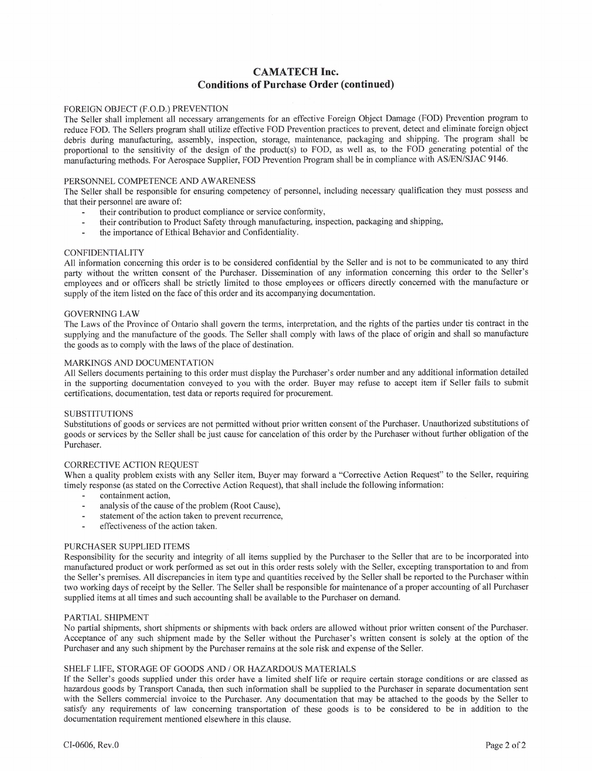# CAMATECH Inc.
## Conditions of Purchase Order (continued)

### FOREIGN OBJECT (F.O.D.) PREVENTION

The Seller shall implement all necessary arrangements for an effective Foreign Object Damage (FOD) Prevention program to reduce FOD. The Sellers program shall utilize effective FOD Prevention practices to prevent, detect and eliminate foreign object debris during manufacturing, assembly, inspection, storage, maintenance, packaging and shipping. The program shall be proportional to the sensitivity of the design of the product(s) to FOD, as well as, to the FOD generating potential of the manufacturing methods. For Aerospace Supplier, FOD Prevention Program shall be in compliance with AS/EN/SJAC 9146.

### PERSONNEL COMPETENCE AND AWARENESS

The Seller shall be responsible for ensuring competency of personnel, including necessary qualification they must possess and that their personnel are aware of:

- their contribution to product compliance or service conformity,
- their contribution to Product Safety through manufacturing, inspection, packaging and shipping,
- the importance of Ethical Behavior and Confidentiality.

### CONFIDENTIALITY

All information concerning this order is to be considered confidential by the Seller and is not to be communicated to any third party without the written consent of the Purchaser. Dissemination of any information concerning this order to the Seller's employees and or officers shall be strictly limited to those employees or officers directly concerned with the manufacture or supply of the item listed on the face of this order and its accompanying documentation.

### GOVERNING LAW

The Laws of the Province of Ontario shall govern the terms, interpretation, and the rights of the parties under tis contract in the supplying and the manufacture of the goods. The Seller shall comply with laws of the place of origin and shall so manufacture the goods as to comply with the laws of the place of destination.

### MARKINGS AND DOCUMENTATION

All Sellers documents pertaining to this order must display the Purchaser's order number and any additional information detailed in the supporting documentation conveyed to you with the order. Buyer may refuse to accept item if Seller fails to submit certifications, documentation, test data or reports required for procurement.

### SUBSTITUTIONS

Substitutions of goods or services are not permitted without prior written consent of the Purchaser. Unauthorized substitutions of goods or services by the Seller shall be just cause for cancelation of this order by the Purchaser without further obligation of the Purchaser.

### CORRECTIVE ACTION REQUEST

When a quality problem exists with any Seller item, Buyer may forward a "Corrective Action Request" to the Seller, requiring timely response (as stated on the Corrective Action Request), that shall include the following information:

- containment action,
- analysis of the cause of the problem (Root Cause),
- statement of the action taken to prevent recurrence,
- effectiveness of the action taken.

### PURCHASER SUPPLIED ITEMS

Responsibility for the security and integrity of all items supplied by the Purchaser to the Seller that are to be incorporated into manufactured product or work performed as set out in this order rests solely with the Seller, excepting transportation to and from the Seller's premises. All discrepancies in item type and quantities received by the Seller shall be reported to the Purchaser within two working days of receipt by the Seller. The Seller shall be responsible for maintenance of a proper accounting of all Purchaser supplied items at all times and such accounting shall be available to the Purchaser on demand.

### PARTIAL SHIPMENT

No partial shipments, short shipments or shipments with back orders are allowed without prior written consent of the Purchaser. Acceptance of any such shipment made by the Seller without the Purchaser's written consent is solely at the option of the Purchaser and any such shipment by the Purchaser remains at the sole risk and expense of the Seller.

### SHELF LIFE, STORAGE OF GOODS AND / OR HAZARDOUS MATERIALS

If the Seller's goods supplied under this order have a limited shelf life or require certain storage conditions or are classed as hazardous goods by Transport Canada, then such information shall be supplied to the Purchaser in separate documentation sent with the Sellers commercial invoice to the Purchaser. Any documentation that may be attached to the goods by the Seller to satisfy any requirements of law concerning transportation of these goods is to be considered to be in addition to the documentation requirement mentioned elsewhere in this clause.

CI-0606, Rev.0